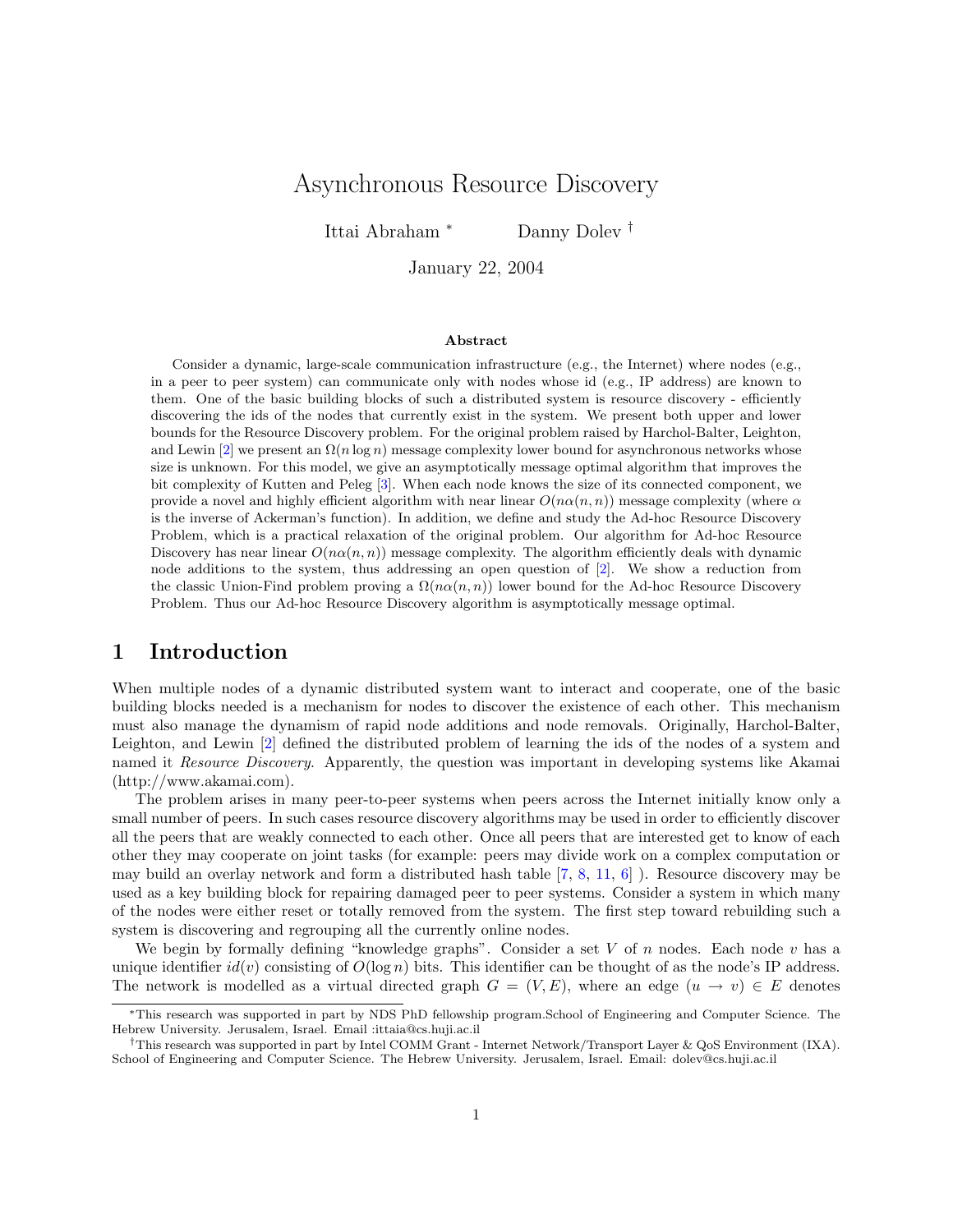# Asynchronous Resource Discovery

Ittai Abraham [*] Danny Dolev [†]

January 22, 2004

### Abstract

Consider a dynamic, large-scale communication infrastructure (e.g., the Internet) where nodes (e.g., in a peer to peer system) can communicate only with nodes whose id (e.g., IP address) are known to them. One of the basic building blocks of such a distributed system is resource discovery - efficiently discovering the ids of the nodes that currently exist in the system. We present both upper and lower bounds for the Resource Discovery problem. For the original problem raised by Harchol-Balter, Leighton, and Lewin [2] we present an $\Omega(n \log n)$ message complexity lower bound for asynchronous networks whose size is unknown. For this model, we give an asymptotically message optimal algorithm that improves the bit complexity of Kutten and Peleg [3]. When each node knows the size of its connected component, we provide a novel and highly efficient algorithm with near linear $O(n\alpha(n, n))$ message complexity (where $\alpha$ is the inverse of Ackerman's function). In addition, we define and study the Ad-hoc Resource Discovery Problem, which is a practical relaxation of the original problem. Our algorithm for Ad-hoc Resource Discovery has near linear $O(n\alpha(n, n))$ message complexity. The algorithm efficiently deals with dynamic node additions to the system, thus addressing an open question of [2]. We show a reduction from the classic Union-Find problem proving a $\Omega(n\alpha(n, n))$ lower bound for the Ad-hoc Resource Discovery Problem. Thus our Ad-hoc Resource Discovery algorithm is asymptotically message optimal.

## 1 Introduction

When multiple nodes of a dynamic distributed system want to interact and cooperate, one of the basic building blocks needed is a mechanism for nodes to discover the existence of each other. This mechanism must also manage the dynamism of rapid node additions and node removals. Originally, Harchol-Balter, Leighton, and Lewin [2] defined the distributed problem of learning the ids of the nodes of a system and named it *Resource Discovery*. Apparently, the question was important in developing systems like Akamai (http://www.akamai.com).

The problem arises in many peer-to-peer systems when peers across the Internet initially know only a small number of peers. In such cases resource discovery algorithms may be used in order to efficiently discover all the peers that are weakly connected to each other. Once all peers that are interested get to know of each other they may cooperate on joint tasks (for example: peers may divide work on a complex computation or may build an overlay network and form a distributed hash table [7, 8, 11, 6] ). Resource discovery may be used as a key building block for repairing damaged peer to peer systems. Consider a system in which many of the nodes were either reset or totally removed from the system. The first step toward rebuilding such a system is discovering and regrouping all the currently online nodes.

We begin by formally defining "knowledge graphs". Consider a set $V$ of $n$ nodes. Each node $v$ has a unique identifier $id(v)$ consisting of $O(\log n)$ bits. This identifier can be thought of as the node's IP address. The network is modelled as a virtual directed graph $G = (V, E)$, where an edge $(u \to v) \in E$ denotes

---

[*] This research was supported in part by NDS PhD fellowship program.School of Engineering and Computer Science. The Hebrew University. Jerusalem, Israel. Email :ittaia@cs.huji.ac.il

[†] This research was supported in part by Intel COMM Grant - Internet Network/Transport Layer & QoS Environment (IXA). School of Engineering and Computer Science. The Hebrew University. Jerusalem, Israel. Email: dolev@cs.huji.ac.il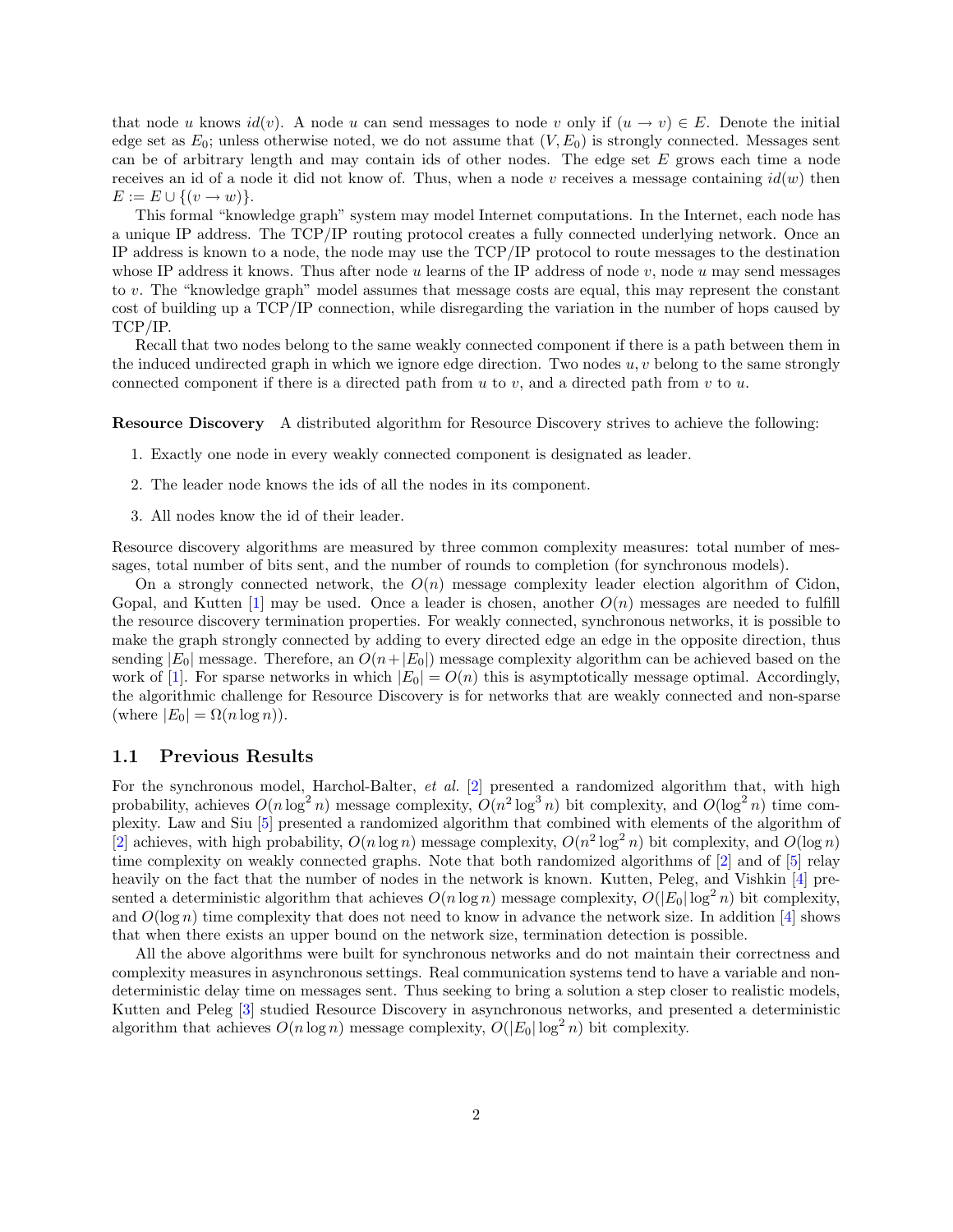that node $u$ knows $id(v)$. A node $u$ can send messages to node $v$ only if $(u \rightarrow v) \in E$. Denote the initial edge set as $E_0$; unless otherwise noted, we do not assume that $(V, E_0)$ is strongly connected. Messages sent can be of arbitrary length and may contain ids of other nodes. The edge set $E$ grows each time a node receives an id of a node it did not know of. Thus, when a node $v$ receives a message containing $id(w)$ then $E := E \cup \{(v \rightarrow w)\}$.

This formal "knowledge graph" system may model Internet computations. In the Internet, each node has a unique IP address. The TCP/IP routing protocol creates a fully connected underlying network. Once an IP address is known to a node, the node may use the TCP/IP protocol to route messages to the destination whose IP address it knows. Thus after node $u$ learns of the IP address of node $v$, node $u$ may send messages to $v$. The "knowledge graph" model assumes that message costs are equal, this may represent the constant cost of building up a TCP/IP connection, while disregarding the variation in the number of hops caused by TCP/IP.

Recall that two nodes belong to the same weakly connected component if there is a path between them in the induced undirected graph in which we ignore edge direction. Two nodes $u, v$ belong to the same strongly connected component if there is a directed path from $u$ to $v$, and a directed path from $v$ to $u$.

**Resource Discovery** A distributed algorithm for Resource Discovery strives to achieve the following:

1. Exactly one node in every weakly connected component is designated as leader.
2. The leader node knows the ids of all the nodes in its component.
3. All nodes know the id of their leader.

Resource discovery algorithms are measured by three common complexity measures: total number of messages, total number of bits sent, and the number of rounds to completion (for synchronous models).

On a strongly connected network, the $O(n)$ message complexity leader election algorithm of Cidon, Gopal, and Kutten [1] may be used. Once a leader is chosen, another $O(n)$ messages are needed to fulfill the resource discovery termination properties. For weakly connected, synchronous networks, it is possible to make the graph strongly connected by adding to every directed edge an edge in the opposite direction, thus sending $|E_0|$ message. Therefore, an $O(n+|E_0|)$ message complexity algorithm can be achieved based on the work of [1]. For sparse networks in which $|E_0| = O(n)$ this is asymptotically message optimal. Accordingly, the algorithmic challenge for Resource Discovery is for networks that are weakly connected and non-sparse (where $|E_0| = \Omega(n \log n)$).

## 1.1 Previous Results

For the synchronous model, Harchol-Balter, *et al.* [2] presented a randomized algorithm that, with high probability, achieves $O(n \log^2 n)$ message complexity, $O(n^2 \log^3 n)$ bit complexity, and $O(\log^2 n)$ time complexity. Law and Siu [5] presented a randomized algorithm that combined with elements of the algorithm of [2] achieves, with high probability, $O(n \log n)$ message complexity, $O(n^2 \log^2 n)$ bit complexity, and $O(\log n)$ time complexity on weakly connected graphs. Note that both randomized algorithms of [2] and of [5] relay heavily on the fact that the number of nodes in the network is known. Kutten, Peleg, and Vishkin [4] presented a deterministic algorithm that achieves $O(n \log n)$ message complexity, $O(|E_0| \log^2 n)$ bit complexity, and $O(\log n)$ time complexity that does not need to know in advance the network size. In addition [4] shows that when there exists an upper bound on the network size, termination detection is possible.

All the above algorithms were built for synchronous networks and do not maintain their correctness and complexity measures in asynchronous settings. Real communication systems tend to have a variable and non-deterministic delay time on messages sent. Thus seeking to bring a solution a step closer to realistic models, Kutten and Peleg [3] studied Resource Discovery in asynchronous networks, and presented a deterministic algorithm that achieves $O(n \log n)$ message complexity, $O(|E_0| \log^2 n)$ bit complexity.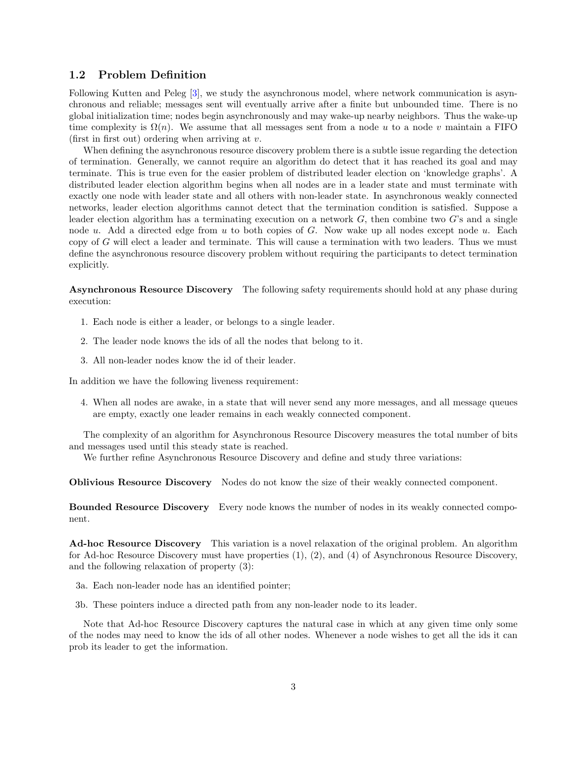## 1.2 Problem Definition

Following Kutten and Peleg [3], we study the asynchronous model, where network communication is asynchronous and reliable; messages sent will eventually arrive after a finite but unbounded time. There is no global initialization time; nodes begin asynchronously and may wake-up nearby neighbors. Thus the wake-up time complexity is $\Omega(n)$. We assume that all messages sent from a node $u$ to a node $v$ maintain a FIFO (first in first out) ordering when arriving at $v$.

When defining the asynchronous resource discovery problem there is a subtle issue regarding the detection of termination. Generally, we cannot require an algorithm do detect that it has reached its goal and may terminate. This is true even for the easier problem of distributed leader election on 'knowledge graphs'. A distributed leader election algorithm begins when all nodes are in a leader state and must terminate with exactly one node with leader state and all others with non-leader state. In asynchronous weakly connected networks, leader election algorithms cannot detect that the termination condition is satisfied. Suppose a leader election algorithm has a terminating execution on a network $G$, then combine two $G$'s and a single node $u$. Add a directed edge from $u$ to both copies of $G$. Now wake up all nodes except node $u$. Each copy of $G$ will elect a leader and terminate. This will cause a termination with two leaders. Thus we must define the asynchronous resource discovery problem without requiring the participants to detect termination explicitly.

**Asynchronous Resource Discovery** The following safety requirements should hold at any phase during execution:

1. Each node is either a leader, or belongs to a single leader.
2. The leader node knows the ids of all the nodes that belong to it.
3. All non-leader nodes know the id of their leader.

In addition we have the following liveness requirement:

4. When all nodes are awake, in a state that will never send any more messages, and all message queues are empty, exactly one leader remains in each weakly connected component.

The complexity of an algorithm for Asynchronous Resource Discovery measures the total number of bits and messages used until this steady state is reached.

We further refine Asynchronous Resource Discovery and define and study three variations:

**Oblivious Resource Discovery** Nodes do not know the size of their weakly connected component.

**Bounded Resource Discovery** Every node knows the number of nodes in its weakly connected component.

**Ad-hoc Resource Discovery** This variation is a novel relaxation of the original problem. An algorithm for Ad-hoc Resource Discovery must have properties (1), (2), and (4) of Asynchronous Resource Discovery, and the following relaxation of property (3):

3a. Each non-leader node has an identified pointer;

3b. These pointers induce a directed path from any non-leader node to its leader.

Note that Ad-hoc Resource Discovery captures the natural case in which at any given time only some of the nodes may need to know the ids of all other nodes. Whenever a node wishes to get all the ids it can prob its leader to get the information.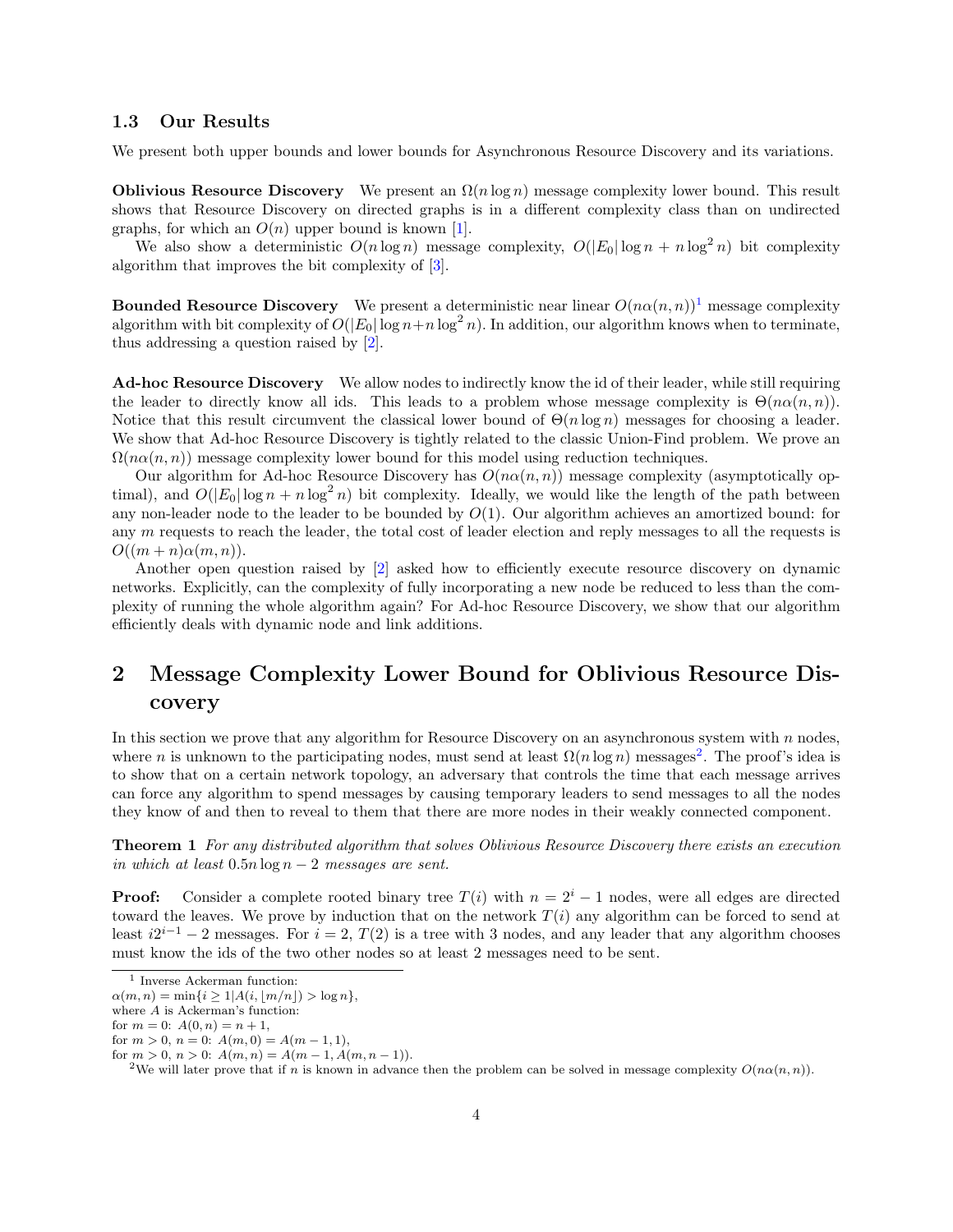### 1.3 Our Results

We present both upper bounds and lower bounds for Asynchronous Resource Discovery and its variations.

**Oblivious Resource Discovery** We present an $\Omega(n \log n)$ message complexity lower bound. This result shows that Resource Discovery on directed graphs is in a different complexity class than on undirected graphs, for which an $O(n)$ upper bound is known [1].

We also show a deterministic $O(n \log n)$ message complexity, $O(|E_0| \log n + n \log^2 n)$ bit complexity algorithm that improves the bit complexity of [3].

**Bounded Resource Discovery** We present a deterministic near linear $O(n\alpha(n,n))$[1] message complexity algorithm with bit complexity of $O(|E_0| \log n + n \log^2 n)$. In addition, our algorithm knows when to terminate, thus addressing a question raised by [2].

**Ad-hoc Resource Discovery** We allow nodes to indirectly know the id of their leader, while still requiring the leader to directly know all ids. This leads to a problem whose message complexity is $\Theta(n\alpha(n,n))$. Notice that this result circumvent the classical lower bound of $\Theta(n \log n)$ messages for choosing a leader. We show that Ad-hoc Resource Discovery is tightly related to the classic Union-Find problem. We prove an $\Omega(n\alpha(n,n))$ message complexity lower bound for this model using reduction techniques.

Our algorithm for Ad-hoc Resource Discovery has $O(n\alpha(n,n))$ message complexity (asymptotically optimal), and $O(|E_0| \log n + n \log^2 n)$ bit complexity. Ideally, we would like the length of the path between any non-leader node to the leader to be bounded by $O(1)$. Our algorithm achieves an amortized bound: for any $m$ requests to reach the leader, the total cost of leader election and reply messages to all the requests is $O((m + n)\alpha(m, n))$.

Another open question raised by [2] asked how to efficiently execute resource discovery on dynamic networks. Explicitly, can the complexity of fully incorporating a new node be reduced to less than the complexity of running the whole algorithm again? For Ad-hoc Resource Discovery, we show that our algorithm efficiently deals with dynamic node and link additions.

## 2 Message Complexity Lower Bound for Oblivious Resource Discovery

In this section we prove that any algorithm for Resource Discovery on an asynchronous system with $n$ nodes, where $n$ is unknown to the participating nodes, must send at least $\Omega(n \log n)$ messages[2]. The proof's idea is to show that on a certain network topology, an adversary that controls the time that each message arrives can force any algorithm to spend messages by causing temporary leaders to send messages to all the nodes they know of and then to reveal to them that there are more nodes in their weakly connected component.

**Theorem 1** *For any distributed algorithm that solves Oblivious Resource Discovery there exists an execution in which at least $0.5n \log n - 2$ messages are sent.*

**Proof:** Consider a complete rooted binary tree $T(i)$ with $n = 2^i - 1$ nodes, were all edges are directed toward the leaves. We prove by induction that on the network $T(i)$ any algorithm can be forced to send at least $i2^{i-1} - 2$ messages. For $i = 2$, $T(2)$ is a tree with 3 nodes, and any leader that any algorithm chooses must know the ids of the two other nodes so at least 2 messages need to be sent.

---

[1] Inverse Ackerman function:
$\alpha(m, n) = \min\{i \geq 1 | A(i, \lfloor m/n \rfloor) > \log n\}$,
where $A$ is Ackerman's function:
for $m = 0$: $A(0, n) = n + 1$,
for $m > 0$, $n = 0$: $A(m, 0) = A(m - 1, 1)$,
for $m > 0$, $n > 0$: $A(m, n) = A(m - 1, A(m, n - 1))$.

[2] We will later prove that if $n$ is known in advance then the problem can be solved in message complexity $O(n\alpha(n, n))$.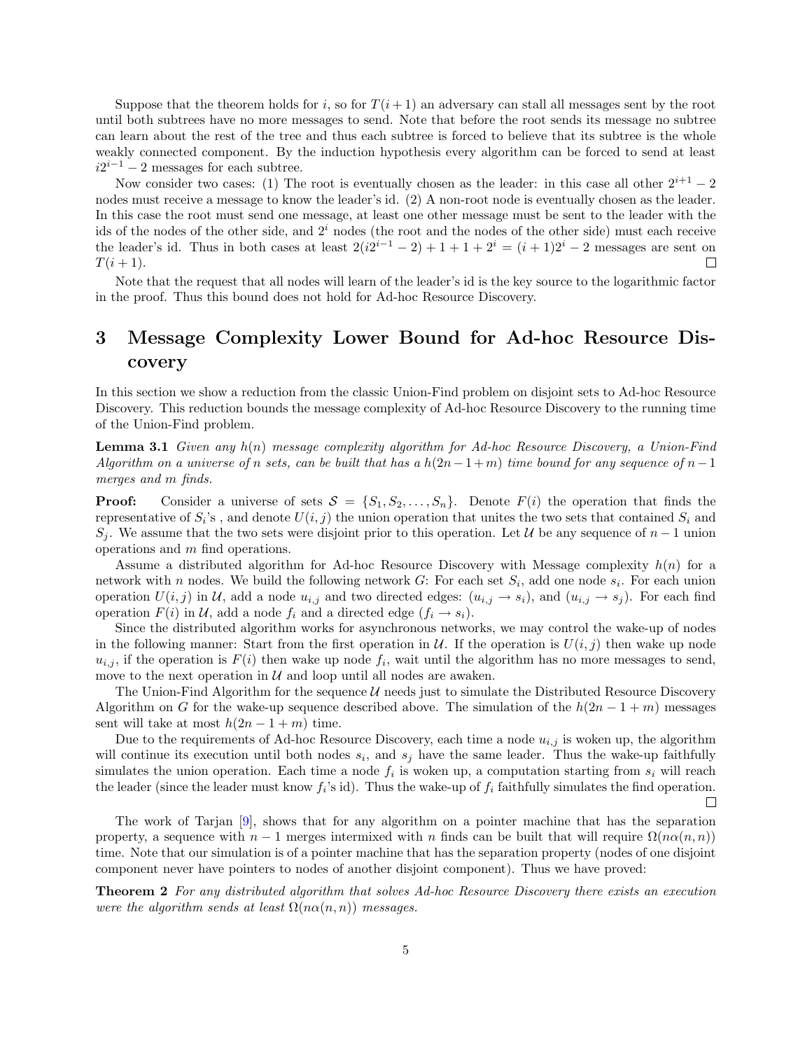Suppose that the theorem holds for $i$, so for $T(i+1)$ an adversary can stall all messages sent by the root until both subtrees have no more messages to send. Note that before the root sends its message no subtree can learn about the rest of the tree and thus each subtree is forced to believe that its subtree is the whole weakly connected component. By the induction hypothesis every algorithm can be forced to send at least $i2^{i-1} - 2$ messages for each subtree.

Now consider two cases: (1) The root is eventually chosen as the leader: in this case all other $2^{i+1} - 2$ nodes must receive a message to know the leader's id. (2) A non-root node is eventually chosen as the leader. In this case the root must send one message, at least one other message must be sent to the leader with the ids of the nodes of the other side, and $2^i$ nodes (the root and the nodes of the other side) must each receive the leader's id. Thus in both cases at least $2(i2^{i-1} - 2) + 1 + 1 + 2^i = (i+1)2^i - 2$ messages are sent on $T(i+1)$. □

Note that the request that all nodes will learn of the leader's id is the key source to the logarithmic factor in the proof. Thus this bound does not hold for Ad-hoc Resource Discovery.

# 3 Message Complexity Lower Bound for Ad-hoc Resource Discovery

In this section we show a reduction from the classic Union-Find problem on disjoint sets to Ad-hoc Resource Discovery. This reduction bounds the message complexity of Ad-hoc Resource Discovery to the running time of the Union-Find problem.

**Lemma 3.1** *Given any $h(n)$ message complexity algorithm for Ad-hoc Resource Discovery, a Union-Find Algorithm on a universe of $n$ sets, can be built that has a $h(2n-1+m)$ time bound for any sequence of $n-1$ merges and $m$ finds.*

**Proof:** Consider a universe of sets $\mathcal{S} = \{S_1, S_2, \ldots, S_n\}$. Denote $F(i)$ the operation that finds the representative of $S_i$'s , and denote $U(i,j)$ the union operation that unites the two sets that contained $S_i$ and $S_j$. We assume that the two sets were disjoint prior to this operation. Let $\mathcal{U}$ be any sequence of $n-1$ union operations and $m$ find operations.

Assume a distributed algorithm for Ad-hoc Resource Discovery with Message complexity $h(n)$ for a network with $n$ nodes. We build the following network $G$: For each set $S_i$, add one node $s_i$. For each union operation $U(i,j)$ in $\mathcal{U}$, add a node $u_{i,j}$ and two directed edges: $(u_{i,j} \to s_i)$, and $(u_{i,j} \to s_j)$. For each find operation $F(i)$ in $\mathcal{U}$, add a node $f_i$ and a directed edge $(f_i \to s_i)$.

Since the distributed algorithm works for asynchronous networks, we may control the wake-up of nodes in the following manner: Start from the first operation in $\mathcal{U}$. If the operation is $U(i,j)$ then wake up node $u_{i,j}$, if the operation is $F(i)$ then wake up node $f_i$, wait until the algorithm has no more messages to send, move to the next operation in $\mathcal{U}$ and loop until all nodes are awaken.

The Union-Find Algorithm for the sequence $\mathcal{U}$ needs just to simulate the Distributed Resource Discovery Algorithm on $G$ for the wake-up sequence described above. The simulation of the $h(2n-1+m)$ messages sent will take at most $h(2n-1+m)$ time.

Due to the requirements of Ad-hoc Resource Discovery, each time a node $u_{i,j}$ is woken up, the algorithm will continue its execution until both nodes $s_i$, and $s_j$ have the same leader. Thus the wake-up faithfully simulates the union operation. Each time a node $f_i$ is woken up, a computation starting from $s_i$ will reach the leader (since the leader must know $f_i$'s id). Thus the wake-up of $f_i$ faithfully simulates the find operation. □

The work of Tarjan [9], shows that for any algorithm on a pointer machine that has the separation property, a sequence with $n-1$ merges intermixed with $n$ finds can be built that will require $\Omega(n\alpha(n,n))$ time. Note that our simulation is of a pointer machine that has the separation property (nodes of one disjoint component never have pointers to nodes of another disjoint component). Thus we have proved:

**Theorem 2** *For any distributed algorithm that solves Ad-hoc Resource Discovery there exists an execution were the algorithm sends at least $\Omega(n\alpha(n,n))$ messages.*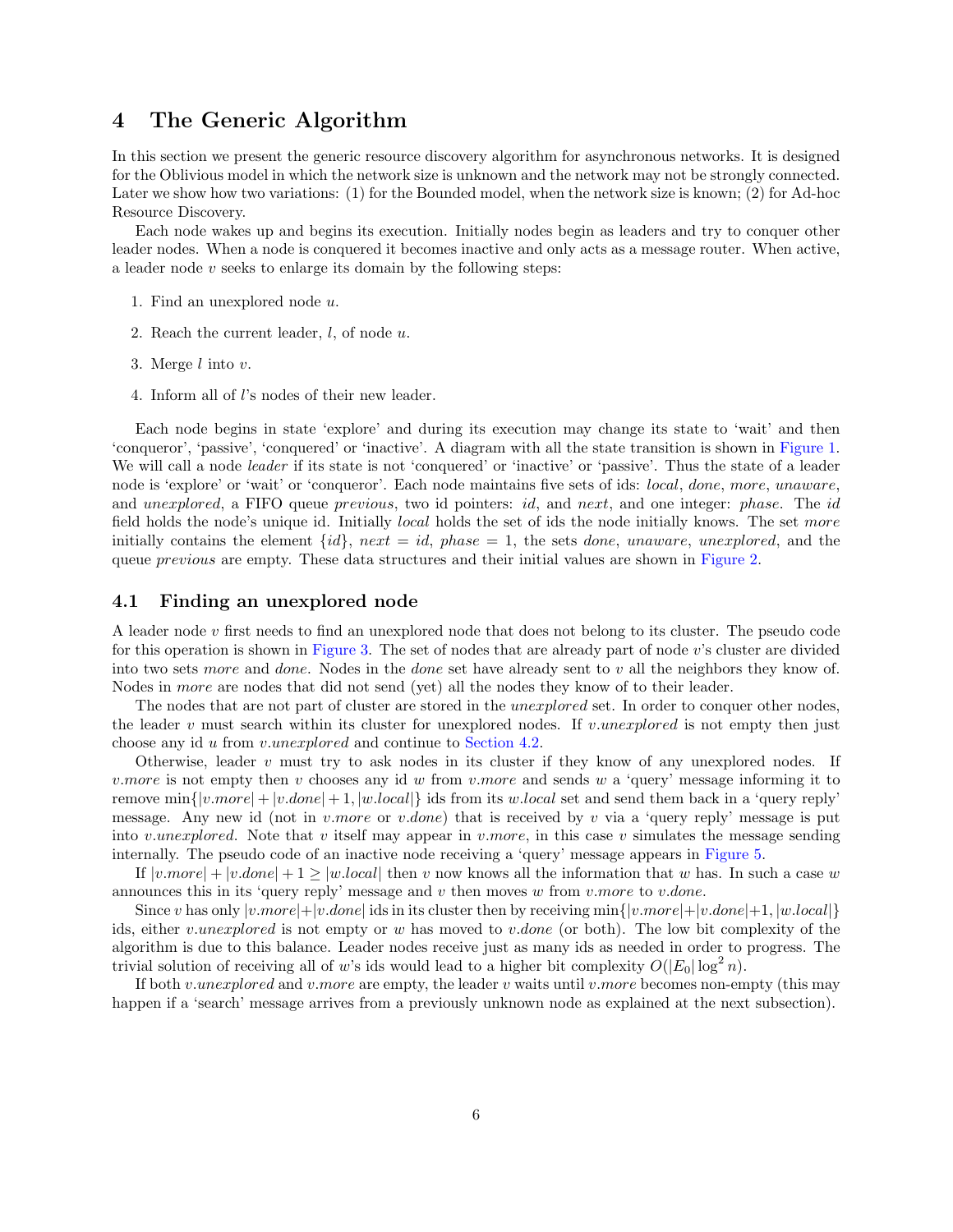# 4 The Generic Algorithm

In this section we present the generic resource discovery algorithm for asynchronous networks. It is designed for the Oblivious model in which the network size is unknown and the network may not be strongly connected. Later we show how two variations: (1) for the Bounded model, when the network size is known; (2) for Ad-hoc Resource Discovery.

Each node wakes up and begins its execution. Initially nodes begin as leaders and try to conquer other leader nodes. When a node is conquered it becomes inactive and only acts as a message router. When active, a leader node $v$ seeks to enlarge its domain by the following steps:

1. Find an unexplored node $u$.
2. Reach the current leader, $l$, of node $u$.
3. Merge $l$ into $v$.
4. Inform all of $l$'s nodes of their new leader.

Each node begins in state 'explore' and during its execution may change its state to 'wait' and then 'conqueror', 'passive', 'conquered' or 'inactive'. A diagram with all the state transition is shown in Figure 1. We will call a node *leader* if its state is not 'conquered' or 'inactive' or 'passive'. Thus the state of a leader node is 'explore' or 'wait' or 'conqueror'. Each node maintains five sets of ids: *local*, *done*, *more*, *unaware*, and *unexplored*, a FIFO queue *previous*, two id pointers: *id*, and *next*, and one integer: *phase*. The *id* field holds the node's unique id. Initially *local* holds the set of ids the node initially knows. The set *more* initially contains the element $\{id\}$, $next = id$, $phase = 1$, the sets *done*, *unaware*, *unexplored*, and the queue *previous* are empty. These data structures and their initial values are shown in Figure 2.

## 4.1 Finding an unexplored node

A leader node $v$ first needs to find an unexplored node that does not belong to its cluster. The pseudo code for this operation is shown in Figure 3. The set of nodes that are already part of node $v$'s cluster are divided into two sets *more* and *done*. Nodes in the *done* set have already sent to $v$ all the neighbors they know of. Nodes in *more* are nodes that did not send (yet) all the nodes they know of to their leader.

The nodes that are not part of cluster are stored in the *unexplored* set. In order to conquer other nodes, the leader $v$ must search within its cluster for unexplored nodes. If $v.unexplored$ is not empty then just choose any id $u$ from $v.unexplored$ and continue to Section 4.2.

Otherwise, leader $v$ must try to ask nodes in its cluster if they know of any unexplored nodes. If $v.more$ is not empty then $v$ chooses any id $w$ from $v.more$ and sends $w$ a 'query' message informing it to remove $\min\{|v.more| + |v.done| + 1, |w.local|\}$ ids from its $w.local$ set and send them back in a 'query reply' message. Any new id (not in $v.more$ or $v.done$) that is received by $v$ via a 'query reply' message is put into $v.unexplored$. Note that $v$ itself may appear in $v.more$, in this case $v$ simulates the message sending internally. The pseudo code of an inactive node receiving a 'query' message appears in Figure 5.

If $|v.more| + |v.done| + 1 \geq |w.local|$ then $v$ now knows all the information that $w$ has. In such a case $w$ announces this in its 'query reply' message and $v$ then moves $w$ from $v.more$ to $v.done$.

Since $v$ has only $|v.more|+|v.done|$ ids in its cluster then by receiving $\min\{|v.more|+|v.done|+1, |w.local|\}$ ids, either $v.unexplored$ is not empty or $w$ has moved to $v.done$ (or both). The low bit complexity of the algorithm is due to this balance. Leader nodes receive just as many ids as needed in order to progress. The trivial solution of receiving all of $w$'s ids would lead to a higher bit complexity $O(|E_0| \log^2 n)$.

If both $v.unexplored$ and $v.more$ are empty, the leader $v$ waits until $v.more$ becomes non-empty (this may happen if a 'search' message arrives from a previously unknown node as explained at the next subsection).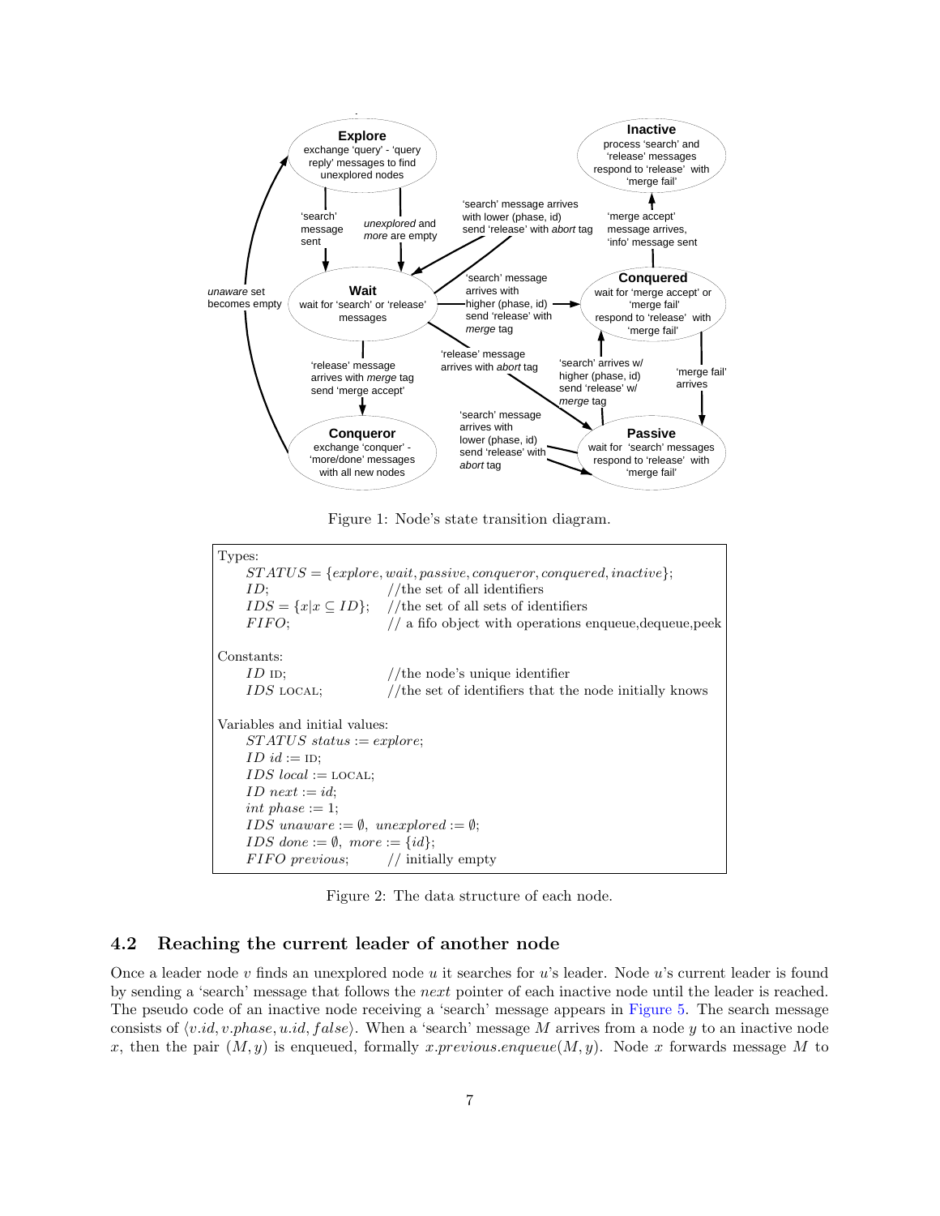Figure 1: Node's state transition diagram.

```
Types:
    STATUS = {explore, wait, passive, conqueror, conquered, inactive};
    ID;                    //the set of all identifiers
    IDS = {x|x ⊆ ID};      //the set of all sets of identifiers
    FIFO;                  // a fifo object with operations enqueue,dequeue,peek

Constants:
    ID ID;                 //the node's unique identifier
    IDS LOCAL;             //the set of identifiers that the node initially knows

Variables and initial values:
    STATUS status := explore;
    ID id := ID;
    IDS local := LOCAL;
    ID next := id;
    int phase := 1;
    IDS unaware := ∅, unexplored := ∅;
    IDS done := ∅, more := {id};
    FIFO previous;         // initially empty
```

Figure 2: The data structure of each node.

### 4.2 Reaching the current leader of another node

Once a leader node $v$ finds an unexplored node $u$ it searches for $u$'s leader. Node $u$'s current leader is found by sending a 'search' message that follows the *next* pointer of each inactive node until the leader is reached. The pseudo code of an inactive node receiving a 'search' message appears in Figure 5. The search message consists of $\langle v.id, v.phase, u.id, false \rangle$. When a 'search' message $M$ arrives from a node $y$ to an inactive node $x$, then the pair $(M, y)$ is enqueued, formally $x.previous.enqueue(M, y)$. Node $x$ forwards message $M$ to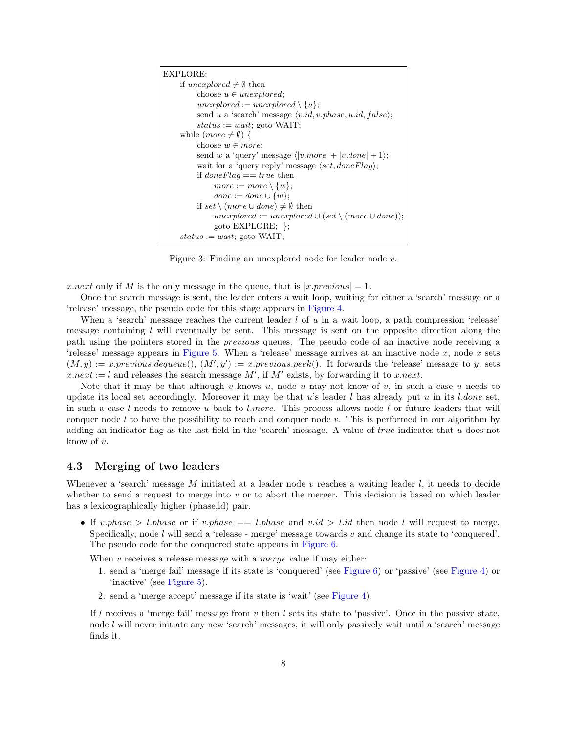```
EXPLORE:
    if unexplored ≠ ∅ then
        choose u ∈ unexplored;
        unexplored := unexplored \ {u};
        send u a 'search' message ⟨v.id, v.phase, u.id, false⟩;
        status := wait; goto WAIT;
    while (more ≠ ∅) {
        choose w ∈ more;
        send w a 'query' message ⟨|v.more| + |v.done| + 1⟩;
        wait for a 'query reply' message ⟨set, doneFlag⟩;
        if doneFlag == true then
            more := more \ {w};
            done := done ∪ {w};
        if set \ (more ∪ done) ≠ ∅ then
            unexplored := unexplored ∪ (set \ (more ∪ done));
            goto EXPLORE; };
    status := wait; goto WAIT;
```

Figure 3: Finding an unexplored node for leader node $v$.

$x.next$ only if $M$ is the only message in the queue, that is $|x.previous| = 1$.

Once the search message is sent, the leader enters a wait loop, waiting for either a 'search' message or a 'release' message, the pseudo code for this stage appears in Figure 4.

When a 'search' message reaches the current leader $l$ of $u$ in a wait loop, a path compression 'release' message containing $l$ will eventually be sent. This message is sent on the opposite direction along the path using the pointers stored in the *previous* queues. The pseudo code of an inactive node receiving a 'release' message appears in Figure 5. When a 'release' message arrives at an inactive node $x$, node $x$ sets $(M, y) := x.previous.dequeue()$, $(M', y') := x.previous.peek()$. It forwards the 'release' message to $y$, sets $x.next := l$ and releases the search message $M'$, if $M'$ exists, by forwarding it to $x.next$.

Note that it may be that although $v$ knows $u$, node $u$ may not know of $v$, in such a case $u$ needs to update its local set accordingly. Moreover it may be that $u$'s leader $l$ has already put $u$ in its $l.done$ set, in such a case $l$ needs to remove $u$ back to $l.more$. This process allows node $l$ or future leaders that will conquer node $l$ to have the possibility to reach and conquer node $v$. This is performed in our algorithm by adding an indicator flag as the last field in the 'search' message. A value of *true* indicates that $u$ does not know of $v$.

### 4.3 Merging of two leaders

Whenever a 'search' message $M$ initiated at a leader node $v$ reaches a waiting leader $l$, it needs to decide whether to send a request to merge into $v$ or to abort the merger. This decision is based on which leader has a lexicographically higher (phase,id) pair.

- If $v.phase > l.phase$ or if $v.phase == l.phase$ and $v.id > l.id$ then node $l$ will request to merge. Specifically, node $l$ will send a 'release - merge' message towards $v$ and change its state to 'conquered'. The pseudo code for the conquered state appears in Figure 6.

  When $v$ receives a release message with a *merge* value if may either:

  1. send a 'merge fail' message if its state is 'conquered' (see Figure 6) or 'passive' (see Figure 4) or 'inactive' (see Figure 5).
  2. send a 'merge accept' message if its state is 'wait' (see Figure 4).

  If $l$ receives a 'merge fail' message from $v$ then $l$ sets its state to 'passive'. Once in the passive state, node $l$ will never initiate any new 'search' messages, it will only passively wait until a 'search' message finds it.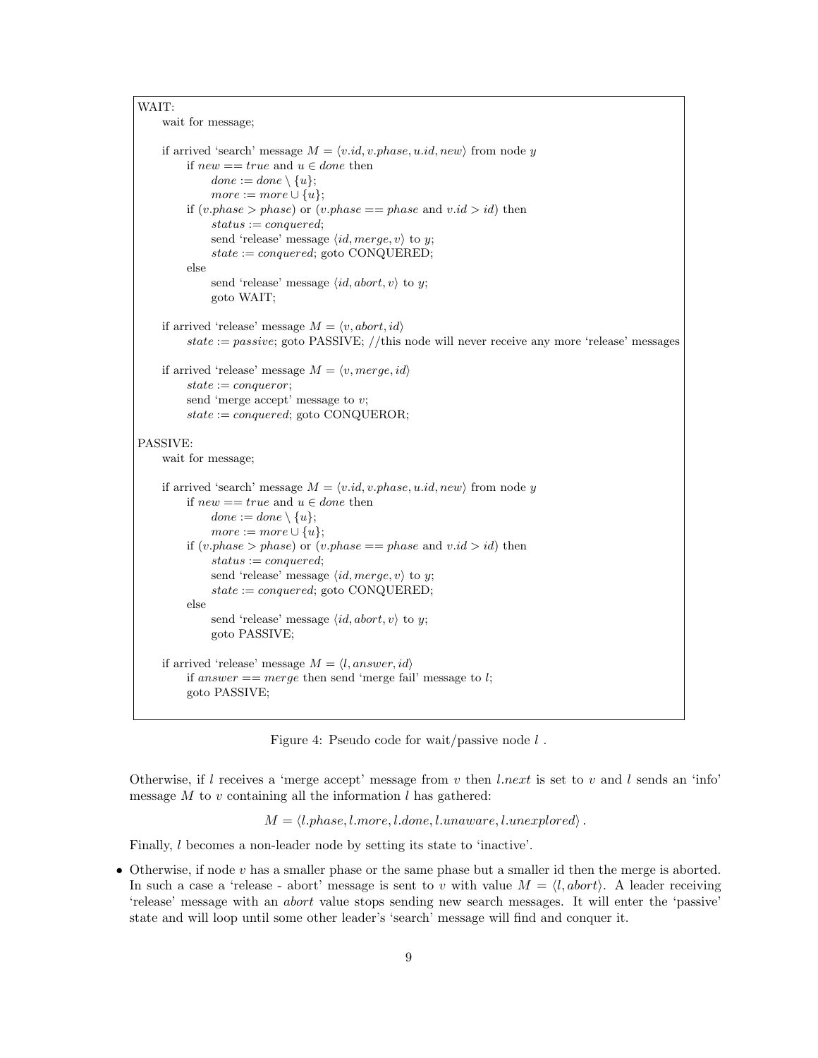```
WAIT:
    wait for message;

    if arrived 'search' message M = ⟨v.id, v.phase, u.id, new⟩ from node y
        if new == true and u ∈ done then
            done := done \ {u};
            more := more ∪ {u};
        if (v.phase > phase) or (v.phase == phase and v.id > id) then
            status := conquered;
            send 'release' message ⟨id, merge, v⟩ to y;
            state := conquered; goto CONQUERED;
        else
            send 'release' message ⟨id, abort, v⟩ to y;
            goto WAIT;

    if arrived 'release' message M = ⟨v, abort, id⟩
        state := passive; goto PASSIVE; //this node will never receive any more 'release' messages

    if arrived 'release' message M = ⟨v, merge, id⟩
        state := conqueror;
        send 'merge accept' message to v;
        state := conquered; goto CONQUEROR;

PASSIVE:
    wait for message;

    if arrived 'search' message M = ⟨v.id, v.phase, u.id, new⟩ from node y
        if new == true and u ∈ done then
            done := done \ {u};
            more := more ∪ {u};
        if (v.phase > phase) or (v.phase == phase and v.id > id) then
            status := conquered;
            send 'release' message ⟨id, merge, v⟩ to y;
            state := conquered; goto CONQUERED;
        else
            send 'release' message ⟨id, abort, v⟩ to y;
            goto PASSIVE;

    if arrived 'release' message M = ⟨l, answer, id⟩
        if answer == merge then send 'merge fail' message to l;
        goto PASSIVE;
```

Figure 4: Pseudo code for wait/passive node $l$ .

Otherwise, if $l$ receives a 'merge accept' message from $v$ then $l.next$ is set to $v$ and $l$ sends an 'info' message $M$ to $v$ containing all the information $l$ has gathered:

$$M = \langle l.phase, l.more, l.done, l.unaware, l.unexplored \rangle .$$

Finally, $l$ becomes a non-leader node by setting its state to 'inactive'.

- Otherwise, if node $v$ has a smaller phase or the same phase but a smaller id then the merge is aborted. In such a case a 'release - abort' message is sent to $v$ with value $M = \langle l, abort \rangle$. A leader receiving 'release' message with an *abort* value stops sending new search messages. It will enter the 'passive' state and will loop until some other leader's 'search' message will find and conquer it.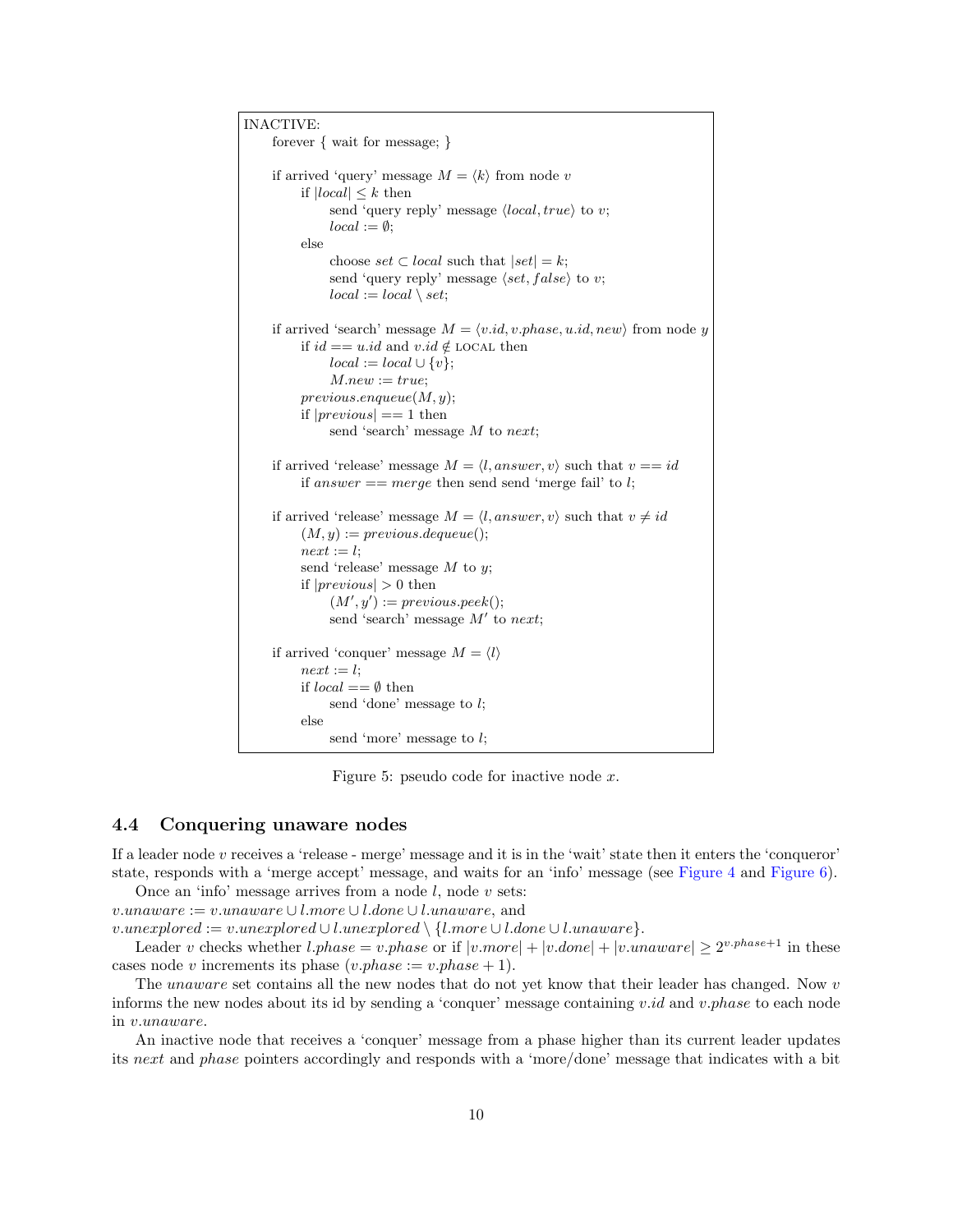```
INACTIVE:
    forever { wait for message; }

    if arrived 'query' message M = ⟨k⟩ from node v
        if |local| ≤ k then
            send 'query reply' message ⟨local, true⟩ to v;
            local := ∅;
        else
            choose set ⊂ local such that |set| = k;
            send 'query reply' message ⟨set, false⟩ to v;
            local := local \ set;

    if arrived 'search' message M = ⟨v.id, v.phase, u.id, new⟩ from node y
        if id == u.id and v.id ∉ LOCAL then
            local := local ∪ {v};
            M.new := true;
        previous.enqueue(M, y);
        if |previous| == 1 then
            send 'search' message M to next;

    if arrived 'release' message M = ⟨l, answer, v⟩ such that v == id
        if answer == merge then send send 'merge fail' to l;

    if arrived 'release' message M = ⟨l, answer, v⟩ such that v ≠ id
        (M, y) := previous.dequeue();
        next := l;
        send 'release' message M to y;
        if |previous| > 0 then
            (M', y') := previous.peek();
            send 'search' message M' to next;

    if arrived 'conquer' message M = ⟨l⟩
        next := l;
        if local == ∅ then
            send 'done' message to l;
        else
            send 'more' message to l;
```

Figure 5: pseudo code for inactive node $x$.

### 4.4 Conquering unaware nodes

If a leader node $v$ receives a 'release - merge' message and it is in the 'wait' state then it enters the 'conqueror' state, responds with a 'merge accept' message, and waits for an 'info' message (see Figure 4 and Figure 6).

Once an 'info' message arrives from a node $l$, node $v$ sets:
$v.unaware := v.unaware \cup l.more \cup l.done \cup l.unaware$, and
$v.unexplored := v.unexplored \cup l.unexplored \setminus \{l.more \cup l.done \cup l.unaware\}$.

Leader $v$ checks whether $l.phase = v.phase$ or if $|v.more| + |v.done| + |v.unaware| \geq 2^{v.phase+1}$ in these cases node $v$ increments its phase ($v.phase := v.phase + 1$).

The *unaware* set contains all the new nodes that do not yet know that their leader has changed. Now $v$ informs the new nodes about its id by sending a 'conquer' message containing $v.id$ and $v.phase$ to each node in $v.unaware$.

An inactive node that receives a 'conquer' message from a phase higher than its current leader updates its *next* and *phase* pointers accordingly and responds with a 'more/done' message that indicates with a bit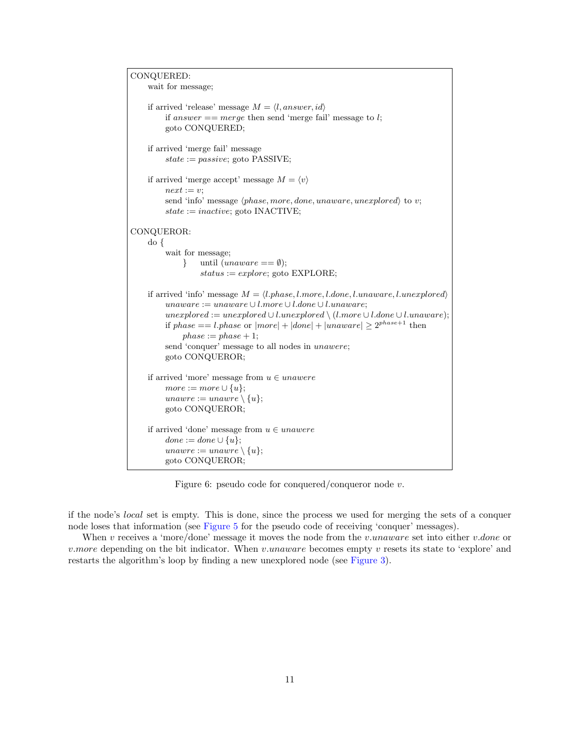```
CONQUERED:
    wait for message;

    if arrived 'release' message M = ⟨l, answer, id⟩
        if answer == merge then send 'merge fail' message to l;
        goto CONQUERED;

    if arrived 'merge fail' message
        state := passive; goto PASSIVE;

    if arrived 'merge accept' message M = ⟨v⟩
        next := v;
        send 'info' message ⟨phase, more, done, unaware, unexplored⟩ to v;
        state := inactive; goto INACTIVE;

CONQUEROR:
    do {
        wait for message;
            }     until (unaware == ∅);
                  status := explore; goto EXPLORE;

    if arrived 'info' message M = ⟨l.phase, l.more, l.done, l.unaware, l.unexplored⟩
        unaware := unaware ∪ l.more ∪ l.done ∪ l.unaware;
        unexplored := unexplored ∪ l.unexplored \ (l.more ∪ l.done ∪ l.unaware);
        if phase == l.phase or |more| + |done| + |unaware| ≥ 2^(phase+1) then
            phase := phase + 1;
        send 'conquer' message to all nodes in unawere;
        goto CONQUEROR;

    if arrived 'more' message from u ∈ unawere
        more := more ∪ {u};
        unawre := unawre \ {u};
        goto CONQUEROR;

    if arrived 'done' message from u ∈ unawere
        done := done ∪ {u};
        unawre := unawre \ {u};
        goto CONQUEROR;
```

Figure 6: pseudo code for conquered/conqueror node $v$.

if the node's *local* set is empty. This is done, since the process we used for merging the sets of a conquer node loses that information (see Figure 5 for the pseudo code of receiving 'conquer' messages).

When $v$ receives a 'more/done' message it moves the node from the $v.unaware$ set into either $v.done$ or $v.more$ depending on the bit indicator. When $v.unaware$ becomes empty $v$ resets its state to 'explore' and restarts the algorithm's loop by finding a new unexplored node (see Figure 3).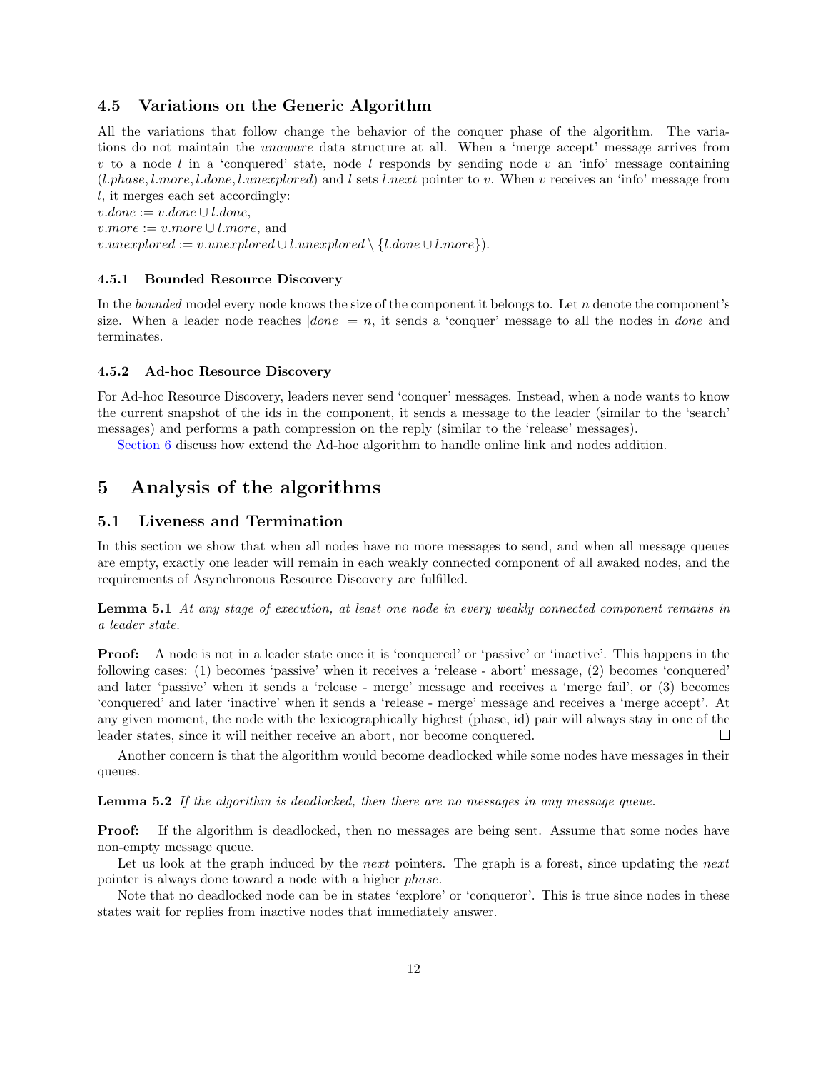### 4.5 Variations on the Generic Algorithm

All the variations that follow change the behavior of the conquer phase of the algorithm. The variations do not maintain the *unaware* data structure at all. When a 'merge accept' message arrives from $v$ to a node $l$ in a 'conquered' state, node $l$ responds by sending node $v$ an 'info' message containing $(l.phase, l.more, l.done, l.unexplored)$ and $l$ sets $l.next$ pointer to $v$. When $v$ receives an 'info' message from $l$, it merges each set accordingly:
$v.done := v.done \cup l.done$,
$v.more := v.more \cup l.more$, and
$v.unexplored := v.unexplored \cup l.unexplored \setminus \{l.done \cup l.more\})$.

#### 4.5.1 Bounded Resource Discovery

In the *bounded* model every node knows the size of the component it belongs to. Let $n$ denote the component's size. When a leader node reaches $|done| = n$, it sends a 'conquer' message to all the nodes in *done* and terminates.

#### 4.5.2 Ad-hoc Resource Discovery

For Ad-hoc Resource Discovery, leaders never send 'conquer' messages. Instead, when a node wants to know the current snapshot of the ids in the component, it sends a message to the leader (similar to the 'search' messages) and performs a path compression on the reply (similar to the 'release' messages).

Section 6 discuss how extend the Ad-hoc algorithm to handle online link and nodes addition.

## 5 Analysis of the algorithms

### 5.1 Liveness and Termination

In this section we show that when all nodes have no more messages to send, and when all message queues are empty, exactly one leader will remain in each weakly connected component of all awaked nodes, and the requirements of Asynchronous Resource Discovery are fulfilled.

**Lemma 5.1** *At any stage of execution, at least one node in every weakly connected component remains in a leader state.*

**Proof:** A node is not in a leader state once it is 'conquered' or 'passive' or 'inactive'. This happens in the following cases: (1) becomes 'passive' when it receives a 'release - abort' message, (2) becomes 'conquered' and later 'passive' when it sends a 'release - merge' message and receives a 'merge fail', or (3) becomes 'conquered' and later 'inactive' when it sends a 'release - merge' message and receives a 'merge accept'. At any given moment, the node with the lexicographically highest (phase, id) pair will always stay in one of the leader states, since it will neither receive an abort, nor become conquered. □

Another concern is that the algorithm would become deadlocked while some nodes have messages in their queues.

**Lemma 5.2** *If the algorithm is deadlocked, then there are no messages in any message queue.*

**Proof:** If the algorithm is deadlocked, then no messages are being sent. Assume that some nodes have non-empty message queue.

Let us look at the graph induced by the *next* pointers. The graph is a forest, since updating the *next* pointer is always done toward a node with a higher *phase*.

Note that no deadlocked node can be in states 'explore' or 'conqueror'. This is true since nodes in these states wait for replies from inactive nodes that immediately answer.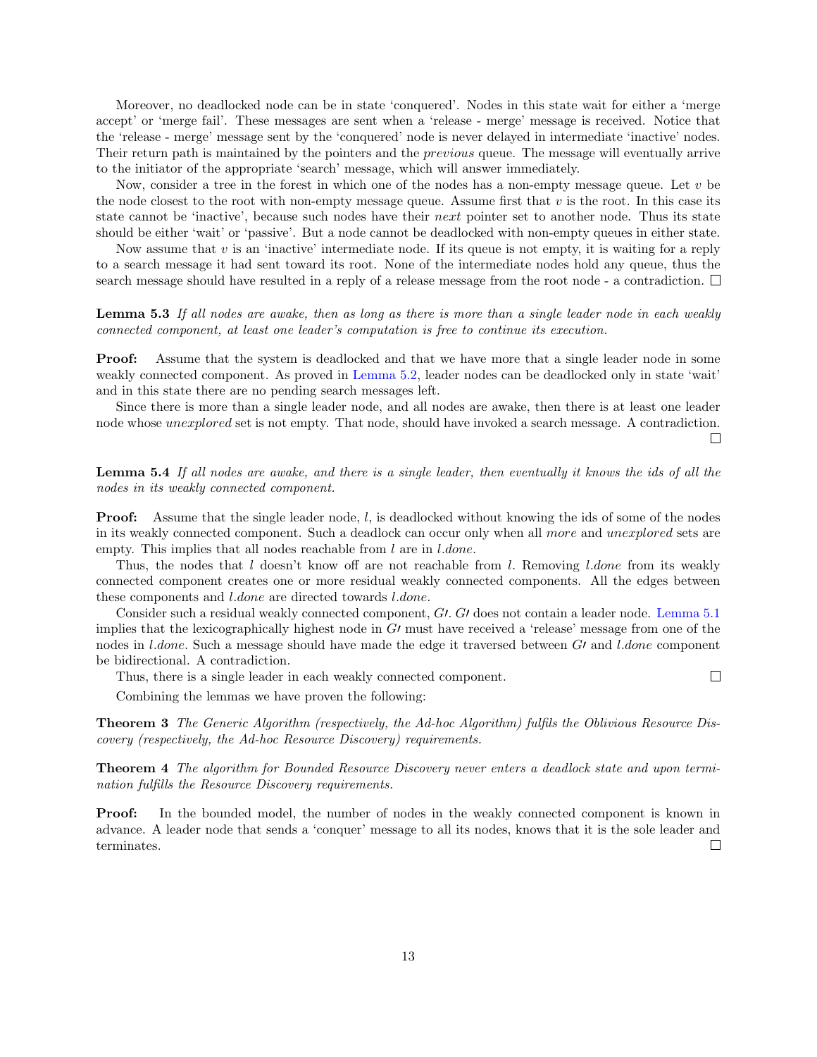Moreover, no deadlocked node can be in state 'conquered'. Nodes in this state wait for either a 'merge accept' or 'merge fail'. These messages are sent when a 'release - merge' message is received. Notice that the 'release - merge' message sent by the 'conquered' node is never delayed in intermediate 'inactive' nodes. Their return path is maintained by the pointers and the *previous* queue. The message will eventually arrive to the initiator of the appropriate 'search' message, which will answer immediately.

Now, consider a tree in the forest in which one of the nodes has a non-empty message queue. Let $v$ be the node closest to the root with non-empty message queue. Assume first that $v$ is the root. In this case its state cannot be 'inactive', because such nodes have their *next* pointer set to another node. Thus its state should be either 'wait' or 'passive'. But a node cannot be deadlocked with non-empty queues in either state.

Now assume that $v$ is an 'inactive' intermediate node. If its queue is not empty, it is waiting for a reply to a search message it had sent toward its root. None of the intermediate nodes hold any queue, thus the search message should have resulted in a reply of a release message from the root node - a contradiction. □

**Lemma 5.3** *If all nodes are awake, then as long as there is more than a single leader node in each weakly connected component, at least one leader's computation is free to continue its execution.*

**Proof:** Assume that the system is deadlocked and that we have more that a single leader node in some weakly connected component. As proved in Lemma 5.2, leader nodes can be deadlocked only in state 'wait' and in this state there are no pending search messages left.

Since there is more than a single leader node, and all nodes are awake, then there is at least one leader node whose *unexplored* set is not empty. That node, should have invoked a search message. A contradiction. □

**Lemma 5.4** *If all nodes are awake, and there is a single leader, then eventually it knows the ids of all the nodes in its weakly connected component.*

**Proof:** Assume that the single leader node, $l$, is deadlocked without knowing the ids of some of the nodes in its weakly connected component. Such a deadlock can occur only when all *more* and *unexplored* sets are empty. This implies that all nodes reachable from $l$ are in $l.done$.

Thus, the nodes that $l$ doesn't know off are not reachable from $l$. Removing $l.done$ from its weakly connected component creates one or more residual weakly connected components. All the edges between these components and $l.done$ are directed towards $l.done$.

Consider such a residual weakly connected component, $G\prime$. $G\prime$ does not contain a leader node. Lemma 5.1 implies that the lexicographically highest node in $G\prime$ must have received a 'release' message from one of the nodes in $l.done$. Such a message should have made the edge it traversed between $G\prime$ and $l.done$ component be bidirectional. A contradiction.

Thus, there is a single leader in each weakly connected component. □

Combining the lemmas we have proven the following:

**Theorem 3** *The Generic Algorithm (respectively, the Ad-hoc Algorithm) fulfils the Oblivious Resource Discovery (respectively, the Ad-hoc Resource Discovery) requirements.*

**Theorem 4** *The algorithm for Bounded Resource Discovery never enters a deadlock state and upon termination fulfills the Resource Discovery requirements.*

**Proof:** In the bounded model, the number of nodes in the weakly connected component is known in advance. A leader node that sends a 'conquer' message to all its nodes, knows that it is the sole leader and terminates. □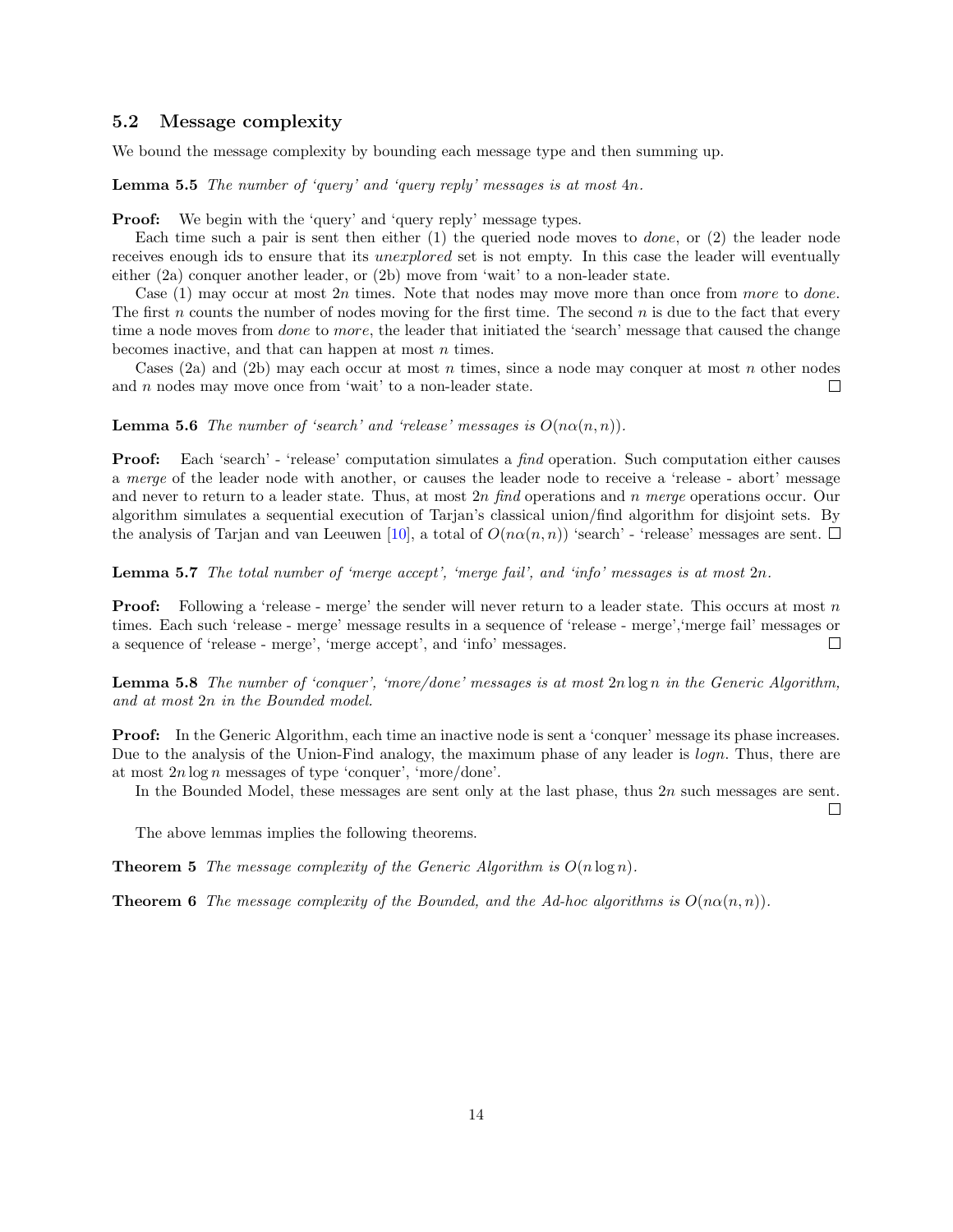### 5.2 Message complexity

We bound the message complexity by bounding each message type and then summing up.

**Lemma 5.5** *The number of 'query' and 'query reply' messages is at most $4n$.*

**Proof:** We begin with the 'query' and 'query reply' message types.

Each time such a pair is sent then either (1) the queried node moves to *done*, or (2) the leader node receives enough ids to ensure that its *unexplored* set is not empty. In this case the leader will eventually either (2a) conquer another leader, or (2b) move from 'wait' to a non-leader state.

Case (1) may occur at most $2n$ times. Note that nodes may move more than once from *more* to *done*. The first $n$ counts the number of nodes moving for the first time. The second $n$ is due to the fact that every time a node moves from *done* to *more*, the leader that initiated the 'search' message that caused the change becomes inactive, and that can happen at most $n$ times.

Cases (2a) and (2b) may each occur at most $n$ times, since a node may conquer at most $n$ other nodes and $n$ nodes may move once from 'wait' to a non-leader state. □

**Lemma 5.6** *The number of 'search' and 'release' messages is $O(n\alpha(n,n))$.*

**Proof:** Each 'search' - 'release' computation simulates a *find* operation. Such computation either causes a *merge* of the leader node with another, or causes the leader node to receive a 'release - abort' message and never to return to a leader state. Thus, at most $2n$ *find* operations and $n$ *merge* operations occur. Our algorithm simulates a sequential execution of Tarjan's classical union/find algorithm for disjoint sets. By the analysis of Tarjan and van Leeuwen [10], a total of $O(n\alpha(n,n))$ 'search' - 'release' messages are sent. □

**Lemma 5.7** *The total number of 'merge accept', 'merge fail', and 'info' messages is at most $2n$.*

**Proof:** Following a 'release - merge' the sender will never return to a leader state. This occurs at most $n$ times. Each such 'release - merge' message results in a sequence of 'release - merge','merge fail' messages or a sequence of 'release - merge', 'merge accept', and 'info' messages. □

**Lemma 5.8** *The number of 'conquer', 'more/done' messages is at most $2n\log n$ in the Generic Algorithm, and at most $2n$ in the Bounded model.*

**Proof:** In the Generic Algorithm, each time an inactive node is sent a 'conquer' message its phase increases. Due to the analysis of the Union-Find analogy, the maximum phase of any leader is $logn$. Thus, there are at most $2n\log n$ messages of type 'conquer', 'more/done'.

In the Bounded Model, these messages are sent only at the last phase, thus $2n$ such messages are sent. □

The above lemmas implies the following theorems.

**Theorem 5** *The message complexity of the Generic Algorithm is $O(n\log n)$.*

**Theorem 6** *The message complexity of the Bounded, and the Ad-hoc algorithms is $O(n\alpha(n,n))$.*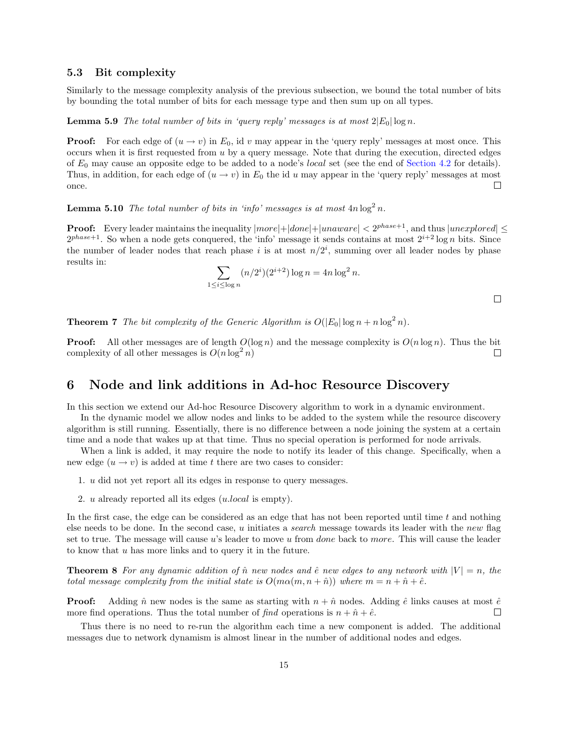### 5.3 Bit complexity

Similarly to the message complexity analysis of the previous subsection, we bound the total number of bits by bounding the total number of bits for each message type and then sum up on all types.

**Lemma 5.9** *The total number of bits in 'query reply' messages is at most $2|E_0|\log n$.*

**Proof:** For each edge of $(u \to v)$ in $E_0$, id $v$ may appear in the 'query reply' messages at most once. This occurs when it is first requested from $u$ by a query message. Note that during the execution, directed edges of $E_0$ may cause an opposite edge to be added to a node's *local* set (see the end of Section 4.2 for details). Thus, in addition, for each edge of $(u \to v)$ in $E_0$ the id $u$ may appear in the 'query reply' messages at most once. □

**Lemma 5.10** *The total number of bits in 'info' messages is at most $4n\log^2 n$.*

**Proof:** Every leader maintains the inequality $|more|+|done|+|unaware| < 2^{phase+1}$, and thus $|unexplored| \leq 2^{phase+1}$. So when a node gets conquered, the 'info' message it sends contains at most $2^{i+2}\log n$ bits. Since the number of leader nodes that reach phase $i$ is at most $n/2^i$, summing over all leader nodes by phase results in:

$$\sum_{1 \leq i \leq \log n} (n/2^i)(2^{i+2})\log n = 4n\log^2 n.$$

□

**Theorem 7** *The bit complexity of the Generic Algorithm is $O(|E_0|\log n + n\log^2 n)$.*

**Proof:** All other messages are of length $O(\log n)$ and the message complexity is $O(n\log n)$. Thus the bit complexity of all other messages is $O(n\log^2 n)$ □

## 6 Node and link additions in Ad-hoc Resource Discovery

In this section we extend our Ad-hoc Resource Discovery algorithm to work in a dynamic environment.

In the dynamic model we allow nodes and links to be added to the system while the resource discovery algorithm is still running. Essentially, there is no difference between a node joining the system at a certain time and a node that wakes up at that time. Thus no special operation is performed for node arrivals.

When a link is added, it may require the node to notify its leader of this change. Specifically, when a new edge $(u \to v)$ is added at time $t$ there are two cases to consider:

1. $u$ did not yet report all its edges in response to query messages.
2. $u$ already reported all its edges ($u.local$ is empty).

In the first case, the edge can be considered as an edge that has not been reported until time $t$ and nothing else needs to be done. In the second case, $u$ initiates a *search* message towards its leader with the *new* flag set to true. The message will cause $u$'s leader to move $u$ from *done* back to *more*. This will cause the leader to know that $u$ has more links and to query it in the future.

**Theorem 8** *For any dynamic addition of $\hat{n}$ new nodes and $\hat{e}$ new edges to any network with $|V| = n$, the total message complexity from the initial state is $O(m\alpha(m, n+\hat{n}))$ where $m = n+\hat{n}+\hat{e}$.*

**Proof:** Adding $\hat{n}$ new nodes is the same as starting with $n+\hat{n}$ nodes. Adding $\hat{e}$ links causes at most $\hat{e}$ more find operations. Thus the total number of *find* operations is $n+\hat{n}+\hat{e}$. □

Thus there is no need to re-run the algorithm each time a new component is added. The additional messages due to network dynamism is almost linear in the number of additional nodes and edges.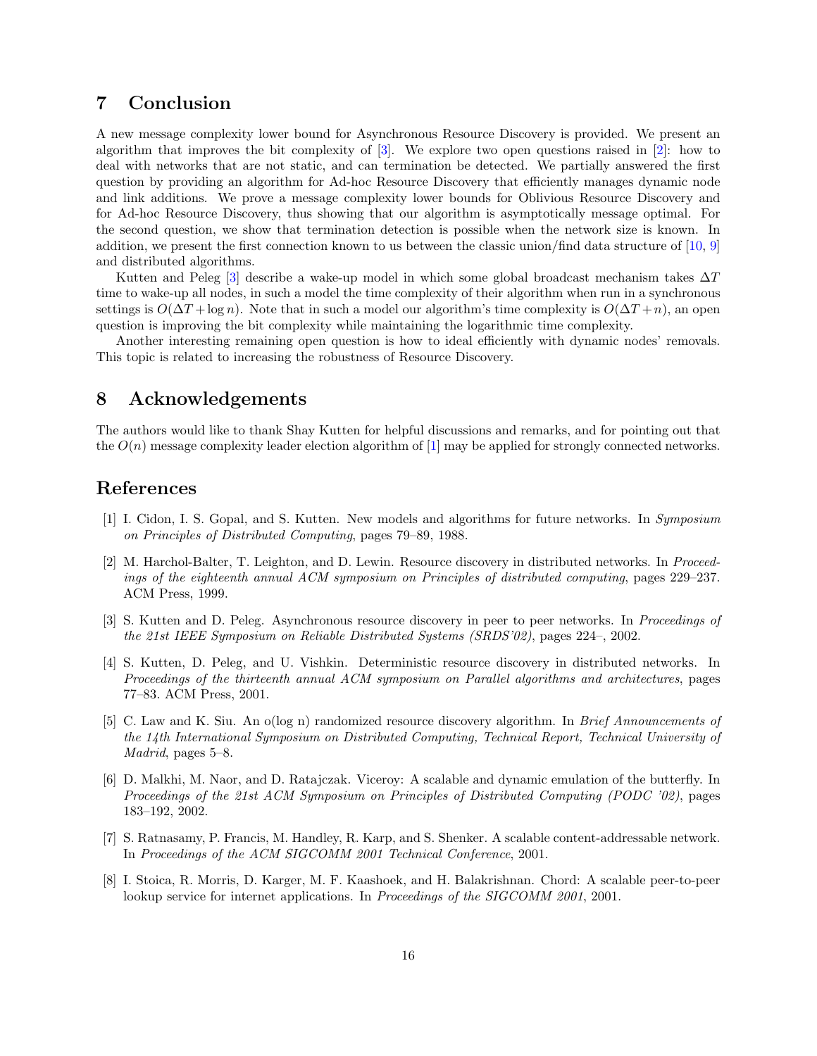## 7 Conclusion

A new message complexity lower bound for Asynchronous Resource Discovery is provided. We present an algorithm that improves the bit complexity of [3]. We explore two open questions raised in [2]: how to deal with networks that are not static, and can termination be detected. We partially answered the first question by providing an algorithm for Ad-hoc Resource Discovery that efficiently manages dynamic node and link additions. We prove a message complexity lower bounds for Oblivious Resource Discovery and for Ad-hoc Resource Discovery, thus showing that our algorithm is asymptotically message optimal. For the second question, we show that termination detection is possible when the network size is known. In addition, we present the first connection known to us between the classic union/find data structure of [10, 9] and distributed algorithms.

Kutten and Peleg [3] describe a wake-up model in which some global broadcast mechanism takes $\Delta T$ time to wake-up all nodes, in such a model the time complexity of their algorithm when run in a synchronous settings is $O(\Delta T + \log n)$. Note that in such a model our algorithm's time complexity is $O(\Delta T + n)$, an open question is improving the bit complexity while maintaining the logarithmic time complexity.

Another interesting remaining open question is how to ideal efficiently with dynamic nodes' removals. This topic is related to increasing the robustness of Resource Discovery.

## 8 Acknowledgements

The authors would like to thank Shay Kutten for helpful discussions and remarks, and for pointing out that the $O(n)$ message complexity leader election algorithm of [1] may be applied for strongly connected networks.

## References

[1] I. Cidon, I. S. Gopal, and S. Kutten. New models and algorithms for future networks. In *Symposium on Principles of Distributed Computing*, pages 79–89, 1988.

[2] M. Harchol-Balter, T. Leighton, and D. Lewin. Resource discovery in distributed networks. In *Proceedings of the eighteenth annual ACM symposium on Principles of distributed computing*, pages 229–237. ACM Press, 1999.

[3] S. Kutten and D. Peleg. Asynchronous resource discovery in peer to peer networks. In *Proceedings of the 21st IEEE Symposium on Reliable Distributed Systems (SRDS'02)*, pages 224–, 2002.

[4] S. Kutten, D. Peleg, and U. Vishkin. Deterministic resource discovery in distributed networks. In *Proceedings of the thirteenth annual ACM symposium on Parallel algorithms and architectures*, pages 77–83. ACM Press, 2001.

[5] C. Law and K. Siu. An o(log n) randomized resource discovery algorithm. In *Brief Announcements of the 14th International Symposium on Distributed Computing, Technical Report, Technical University of Madrid*, pages 5–8.

[6] D. Malkhi, M. Naor, and D. Ratajczak. Viceroy: A scalable and dynamic emulation of the butterfly. In *Proceedings of the 21st ACM Symposium on Principles of Distributed Computing (PODC '02)*, pages 183–192, 2002.

[7] S. Ratnasamy, P. Francis, M. Handley, R. Karp, and S. Shenker. A scalable content-addressable network. In *Proceedings of the ACM SIGCOMM 2001 Technical Conference*, 2001.

[8] I. Stoica, R. Morris, D. Karger, M. F. Kaashoek, and H. Balakrishnan. Chord: A scalable peer-to-peer lookup service for internet applications. In *Proceedings of the SIGCOMM 2001*, 2001.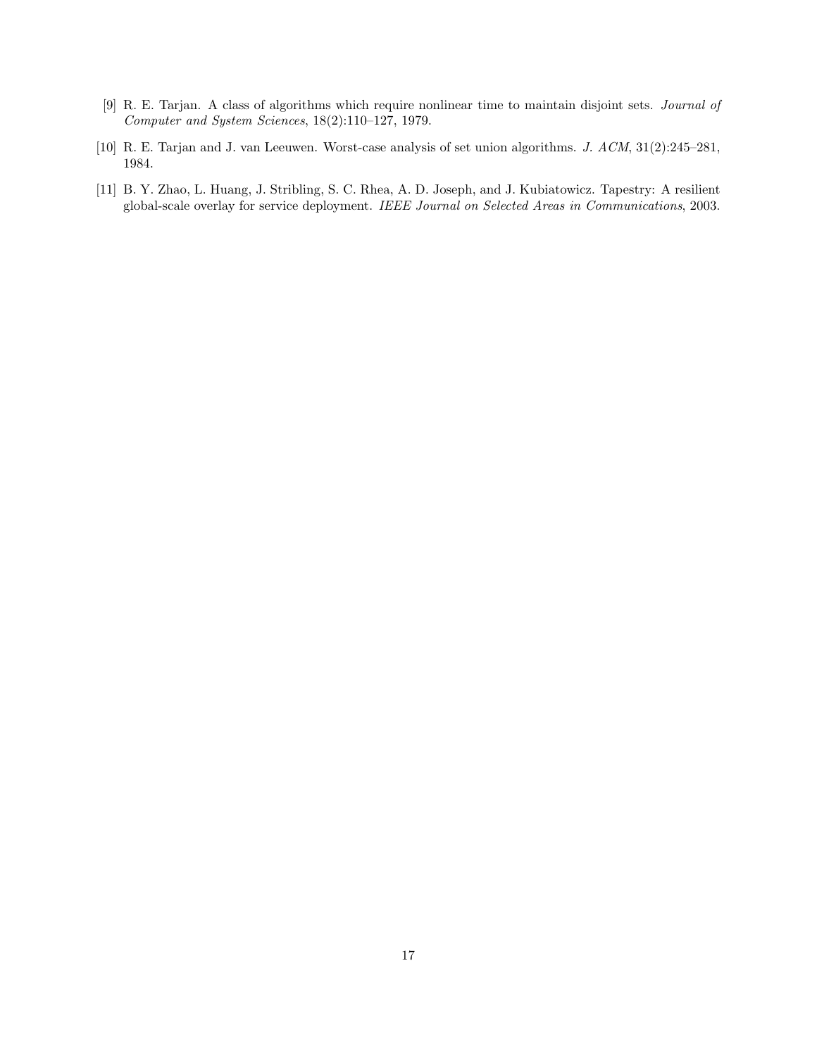[9] R. E. Tarjan. A class of algorithms which require nonlinear time to maintain disjoint sets. *Journal of Computer and System Sciences*, 18(2):110–127, 1979.

[10] R. E. Tarjan and J. van Leeuwen. Worst-case analysis of set union algorithms. *J. ACM*, 31(2):245–281, 1984.

[11] B. Y. Zhao, L. Huang, J. Stribling, S. C. Rhea, A. D. Joseph, and J. Kubiatowicz. Tapestry: A resilient global-scale overlay for service deployment. *IEEE Journal on Selected Areas in Communications*, 2003.